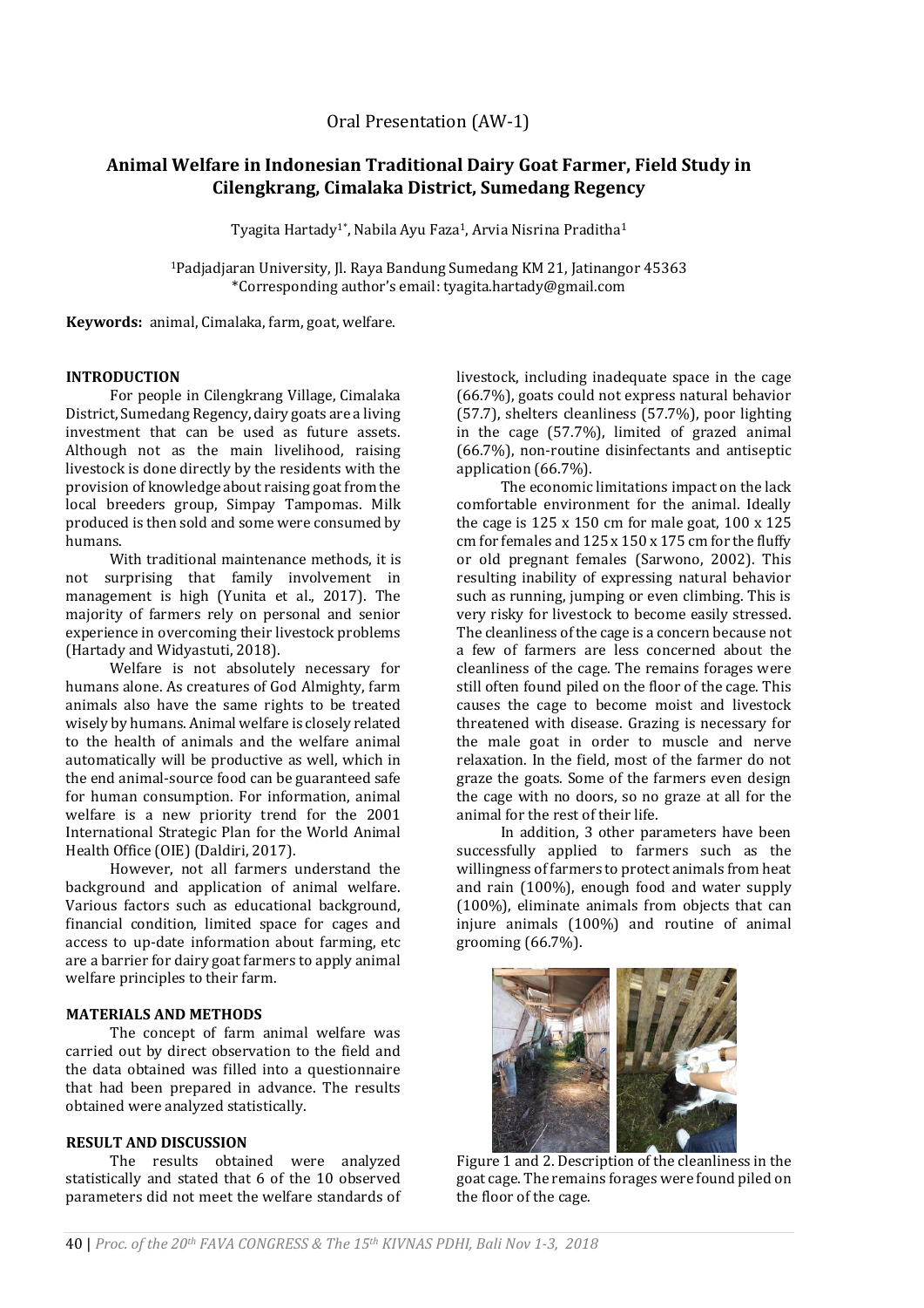Oral Presentation (AW-1)

# Animal Welfare in Indonesian Traditional Dairy Goat Farmer, Field Study in Cilengkrang, Cimalaka District, Sumedang Regency

Tyagita Hartady[1*], Nabila Ayu Faza[1], Arvia Nisrina Praditha[1]

[1]Padjadjaran University, Jl. Raya Bandung Sumedang KM 21, Jatinangor 45363
*Corresponding author's email: tyagita.hartady@gmail.com

**Keywords:** animal, Cimalaka, farm, goat, welfare.

## INTRODUCTION

For people in Cilengkrang Village, Cimalaka District, Sumedang Regency, dairy goats are a living investment that can be used as future assets. Although not as the main livelihood, raising livestock is done directly by the residents with the provision of knowledge about raising goat from the local breeders group, Simpay Tampomas. Milk produced is then sold and some were consumed by humans.

With traditional maintenance methods, it is not surprising that family involvement in management is high (Yunita et al., 2017). The majority of farmers rely on personal and senior experience in overcoming their livestock problems (Hartady and Widyastuti, 2018).

Welfare is not absolutely necessary for humans alone. As creatures of God Almighty, farm animals also have the same rights to be treated wisely by humans. Animal welfare is closely related to the health of animals and the welfare animal automatically will be productive as well, which in the end animal-source food can be guaranteed safe for human consumption. For information, animal welfare is a new priority trend for the 2001 International Strategic Plan for the World Animal Health Office (OIE) (Daldiri, 2017).

However, not all farmers understand the background and application of animal welfare. Various factors such as educational background, financial condition, limited space for cages and access to up-date information about farming, etc are a barrier for dairy goat farmers to apply animal welfare principles to their farm.

## MATERIALS AND METHODS

The concept of farm animal welfare was carried out by direct observation to the field and the data obtained was filled into a questionnaire that had been prepared in advance. The results obtained were analyzed statistically.

## RESULT AND DISCUSSION

The results obtained were analyzed statistically and stated that 6 of the 10 observed parameters did not meet the welfare standards of livestock, including inadequate space in the cage (66.7%), goats could not express natural behavior (57.7), shelters cleanliness (57.7%), poor lighting in the cage (57.7%), limited of grazed animal (66.7%), non-routine disinfectants and antiseptic application (66.7%).

The economic limitations impact on the lack comfortable environment for the animal. Ideally the cage is 125 x 150 cm for male goat, 100 x 125 cm for females and 125 x 150 x 175 cm for the fluffy or old pregnant females (Sarwono, 2002). This resulting inability of expressing natural behavior such as running, jumping or even climbing. This is very risky for livestock to become easily stressed. The cleanliness of the cage is a concern because not a few of farmers are less concerned about the cleanliness of the cage. The remains forages were still often found piled on the floor of the cage. This causes the cage to become moist and livestock threatened with disease. Grazing is necessary for the male goat in order to muscle and nerve relaxation. In the field, most of the farmer do not graze the goats. Some of the farmers even design the cage with no doors, so no graze at all for the animal for the rest of their life.

In addition, 3 other parameters have been successfully applied to farmers such as the willingness of farmers to protect animals from heat and rain (100%), enough food and water supply (100%), eliminate animals from objects that can injure animals (100%) and routine of animal grooming (66.7%).

Figure 1 and 2. Description of the cleanliness in the goat cage. The remains forages were found piled on the floor of the cage.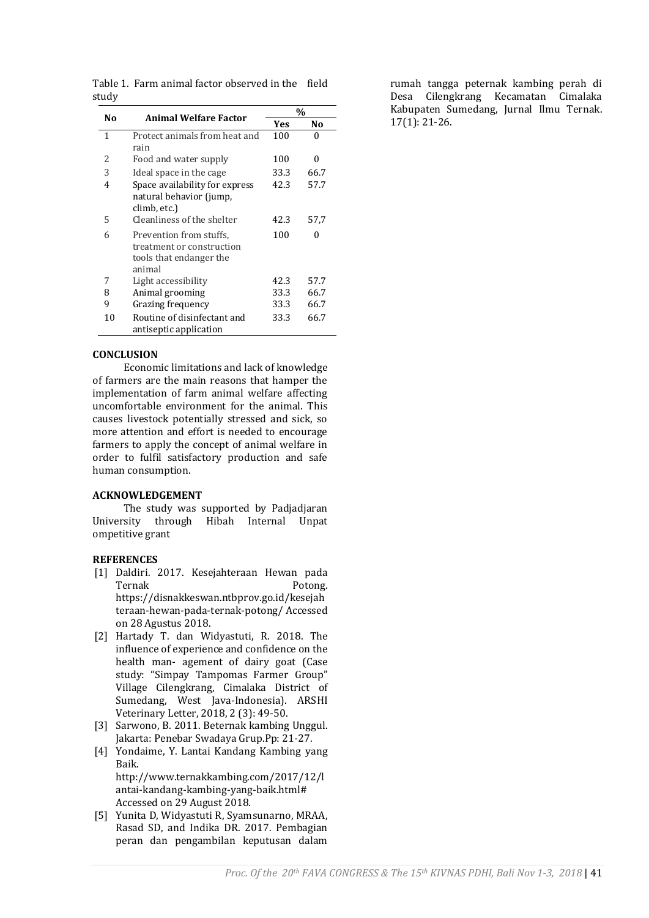Table 1. Farm animal factor observed in the field study

| No | Animal Welfare Factor | % | |
|---|---|---|---|
| | | Yes | No |
| 1 | Protect animals from heat and rain | 100 | 0 |
| 2 | Food and water supply | 100 | 0 |
| 3 | Ideal space in the cage | 33.3 | 66.7 |
| 4 | Space availability for express natural behavior (jump, climb, etc.) | 42.3 | 57.7 |
| 5 | Cleanliness of the shelter | 42.3 | 57,7 |
| 6 | Prevention from stuffs, treatment or construction tools that endanger the animal | 100 | 0 |
| 7 | Light accessibility | 42.3 | 57.7 |
| 8 | Animal grooming | 33.3 | 66.7 |
| 9 | Grazing frequency | 33.3 | 66.7 |
| 10 | Routine of disinfectant and antiseptic application | 33.3 | 66.7 |

## CONCLUSION

Economic limitations and lack of knowledge of farmers are the main reasons that hamper the implementation of farm animal welfare affecting uncomfortable environment for the animal. This causes livestock potentially stressed and sick, so more attention and effort is needed to encourage farmers to apply the concept of animal welfare in order to fulfil satisfactory production and safe human consumption.

## ACKNOWLEDGEMENT

The study was supported by Padjadjaran University through Hibah Internal Unpat ompetitive grant

## REFERENCES

[1] Daldiri. 2017. Kesejahteraan Hewan pada Ternak Potong. https://disnakkeswan.ntbprov.go.id/kesejahteraan-hewan-pada-ternak-potong/ Accessed on 28 Agustus 2018.

[2] Hartady T. dan Widyastuti, R. 2018. The influence of experience and confidence on the health man- agement of dairy goat (Case study: "Simpay Tampomas Farmer Group" Village Cilengkrang, Cimalaka District of Sumedang, West Java-Indonesia). ARSHI Veterinary Letter, 2018, 2 (3): 49-50.

[3] Sarwono, B. 2011. Beternak kambing Unggul. Jakarta: Penebar Swadaya Grup.Pp: 21-27.

[4] Yondaime, Y. Lantai Kandang Kambing yang Baik. http://www.ternakkambing.com/2017/12/lantai-kandang-kambing-yang-baik.html# Accessed on 29 August 2018.

[5] Yunita D, Widyastuti R, Syamsunarno, MRAA, Rasad SD, and Indika DR. 2017. Pembagian peran dan pengambilan keputusan dalam rumah tangga peternak kambing perah di Desa Cilengkrang Kecamatan Cimalaka Kabupaten Sumedang, Jurnal Ilmu Ternak. 17(1): 21-26.